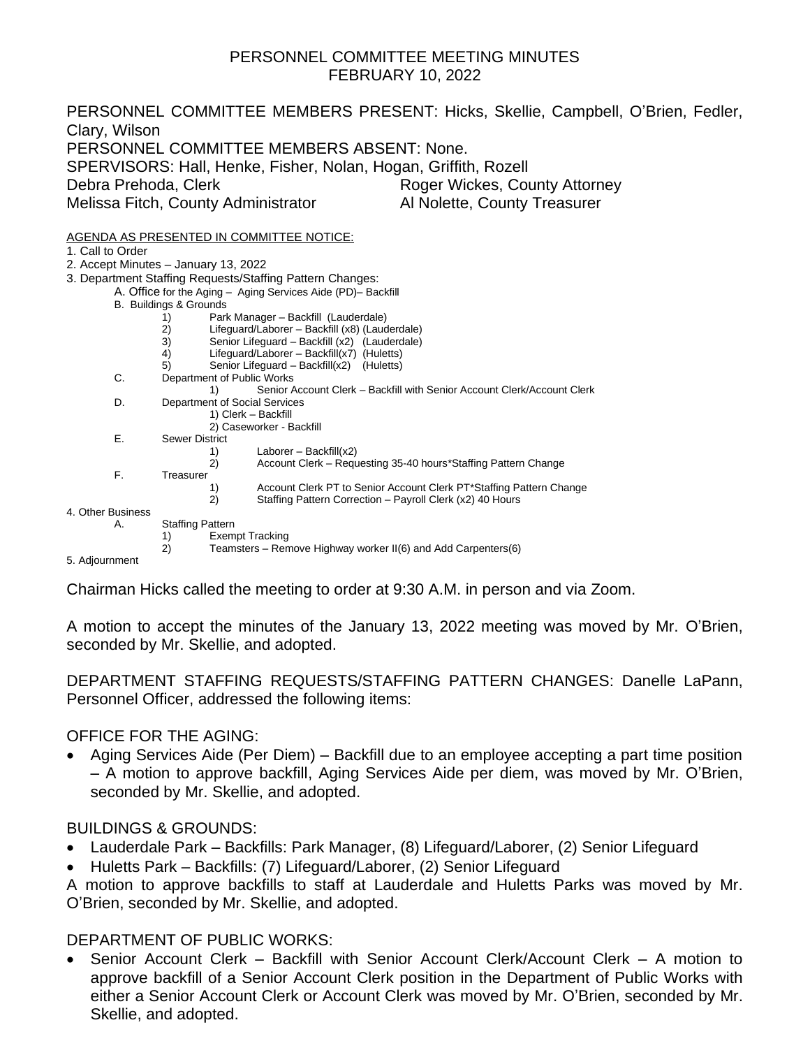# PERSONNEL COMMITTEE MEETING MINUTES
## FEBRUARY 10, 2022

PERSONNEL COMMITTEE MEMBERS PRESENT: Hicks, Skellie, Campbell, O'Brien, Fedler, Clary, Wilson
PERSONNEL COMMITTEE MEMBERS ABSENT: None.
SPERVISORS: Hall, Henke, Fisher, Nolan, Hogan, Griffith, Rozell
Debra Prehoda, Clerk — Roger Wickes, County Attorney
Melissa Fitch, County Administrator — Al Nolette, County Treasurer

AGENDA AS PRESENTED IN COMMITTEE NOTICE:

1. Call to Order
2. Accept Minutes – January 13, 2022
3. Department Staffing Requests/Staffing Pattern Changes:
   - A. Office for the Aging – Aging Services Aide (PD)– Backfill
   - B. Buildings & Grounds
     1) Park Manager – Backfill (Lauderdale)
     2) Lifeguard/Laborer – Backfill (x8) (Lauderdale)
     3) Senior Lifeguard – Backfill (x2) (Lauderdale)
     4) Lifeguard/Laborer – Backfill(x7) (Huletts)
     5) Senior Lifeguard – Backfill(x2) (Huletts)
   - C. Department of Public Works
     1) Senior Account Clerk – Backfill with Senior Account Clerk/Account Clerk
   - D. Department of Social Services
     1) Clerk – Backfill
     2) Caseworker - Backfill
   - E. Sewer District
     1) Laborer – Backfill(x2)
     2) Account Clerk – Requesting 35-40 hours*Staffing Pattern Change
   - F. Treasurer
     1) Account Clerk PT to Senior Account Clerk PT*Staffing Pattern Change
     2) Staffing Pattern Correction – Payroll Clerk (x2) 40 Hours
4. Other Business
   - A. Staffing Pattern
     1) Exempt Tracking
     2) Teamsters – Remove Highway worker II(6) and Add Carpenters(6)
5. Adjournment

Chairman Hicks called the meeting to order at 9:30 A.M. in person and via Zoom.

A motion to accept the minutes of the January 13, 2022 meeting was moved by Mr. O'Brien, seconded by Mr. Skellie, and adopted.

DEPARTMENT STAFFING REQUESTS/STAFFING PATTERN CHANGES: Danelle LaPann, Personnel Officer, addressed the following items:

OFFICE FOR THE AGING:

- Aging Services Aide (Per Diem) – Backfill due to an employee accepting a part time position – A motion to approve backfill, Aging Services Aide per diem, was moved by Mr. O'Brien, seconded by Mr. Skellie, and adopted.

BUILDINGS & GROUNDS:

- Lauderdale Park – Backfills: Park Manager, (8) Lifeguard/Laborer, (2) Senior Lifeguard
- Huletts Park – Backfills: (7) Lifeguard/Laborer, (2) Senior Lifeguard

A motion to approve backfills to staff at Lauderdale and Huletts Parks was moved by Mr. O'Brien, seconded by Mr. Skellie, and adopted.

DEPARTMENT OF PUBLIC WORKS:

- Senior Account Clerk – Backfill with Senior Account Clerk/Account Clerk – A motion to approve backfill of a Senior Account Clerk position in the Department of Public Works with either a Senior Account Clerk or Account Clerk was moved by Mr. O'Brien, seconded by Mr. Skellie, and adopted.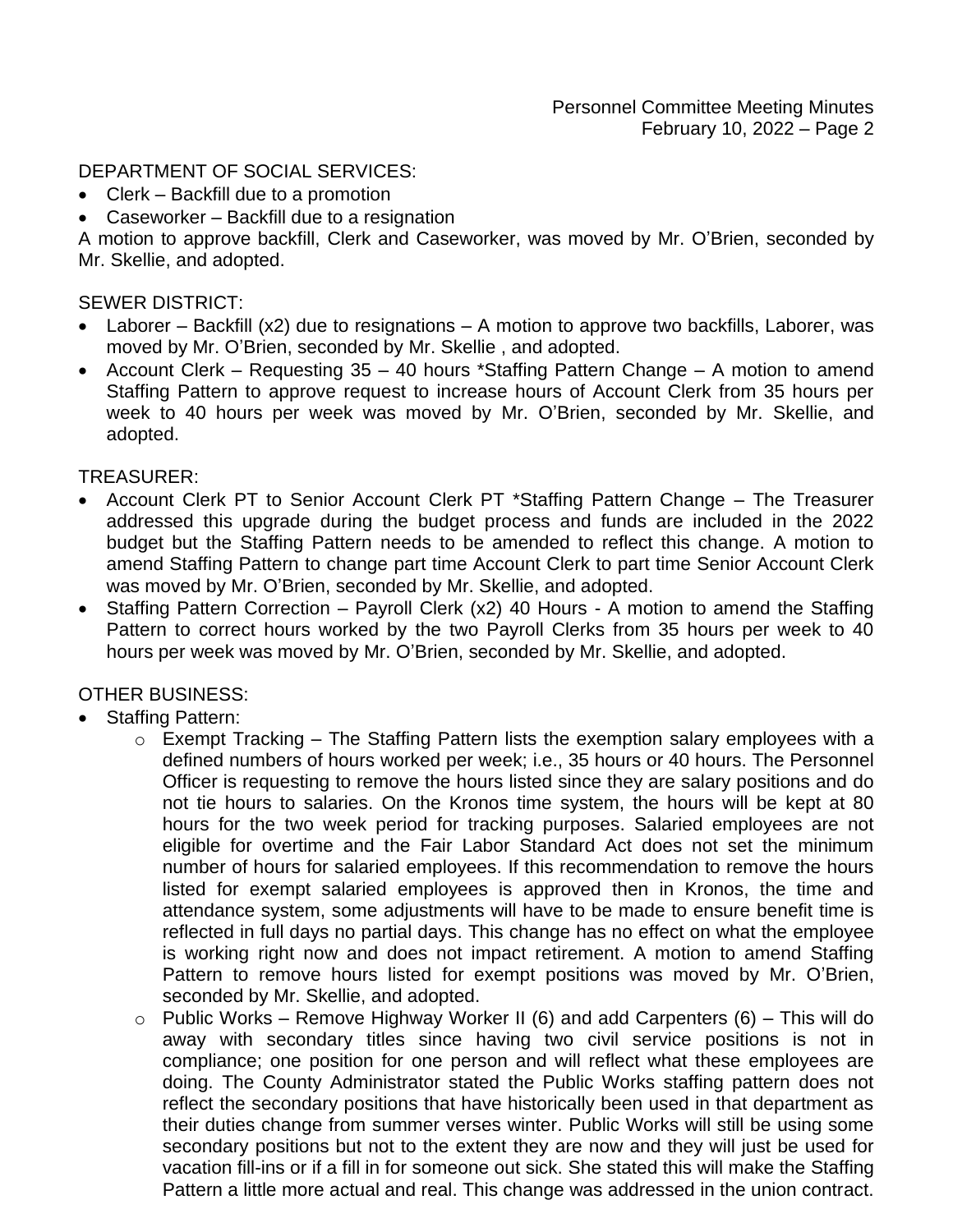DEPARTMENT OF SOCIAL SERVICES:

- Clerk – Backfill due to a promotion
- Caseworker – Backfill due to a resignation

A motion to approve backfill, Clerk and Caseworker, was moved by Mr. O'Brien, seconded by Mr. Skellie, and adopted.

SEWER DISTRICT:

- Laborer – Backfill (x2) due to resignations – A motion to approve two backfills, Laborer, was moved by Mr. O'Brien, seconded by Mr. Skellie , and adopted.
- Account Clerk – Requesting 35 – 40 hours *Staffing Pattern Change – A motion to amend Staffing Pattern to approve request to increase hours of Account Clerk from 35 hours per week to 40 hours per week was moved by Mr. O'Brien, seconded by Mr. Skellie, and adopted.

TREASURER:

- Account Clerk PT to Senior Account Clerk PT *Staffing Pattern Change – The Treasurer addressed this upgrade during the budget process and funds are included in the 2022 budget but the Staffing Pattern needs to be amended to reflect this change. A motion to amend Staffing Pattern to change part time Account Clerk to part time Senior Account Clerk was moved by Mr. O'Brien, seconded by Mr. Skellie, and adopted.
- Staffing Pattern Correction – Payroll Clerk (x2) 40 Hours - A motion to amend the Staffing Pattern to correct hours worked by the two Payroll Clerks from 35 hours per week to 40 hours per week was moved by Mr. O'Brien, seconded by Mr. Skellie, and adopted.

OTHER BUSINESS:

- Staffing Pattern:
  - Exempt Tracking – The Staffing Pattern lists the exemption salary employees with a defined numbers of hours worked per week; i.e., 35 hours or 40 hours. The Personnel Officer is requesting to remove the hours listed since they are salary positions and do not tie hours to salaries. On the Kronos time system, the hours will be kept at 80 hours for the two week period for tracking purposes. Salaried employees are not eligible for overtime and the Fair Labor Standard Act does not set the minimum number of hours for salaried employees. If this recommendation to remove the hours listed for exempt salaried employees is approved then in Kronos, the time and attendance system, some adjustments will have to be made to ensure benefit time is reflected in full days no partial days. This change has no effect on what the employee is working right now and does not impact retirement. A motion to amend Staffing Pattern to remove hours listed for exempt positions was moved by Mr. O'Brien, seconded by Mr. Skellie, and adopted.
  - Public Works – Remove Highway Worker II (6) and add Carpenters (6) – This will do away with secondary titles since having two civil service positions is not in compliance; one position for one person and will reflect what these employees are doing. The County Administrator stated the Public Works staffing pattern does not reflect the secondary positions that have historically been used in that department as their duties change from summer verses winter. Public Works will still be using some secondary positions but not to the extent they are now and they will just be used for vacation fill-ins or if a fill in for someone out sick. She stated this will make the Staffing Pattern a little more actual and real. This change was addressed in the union contract.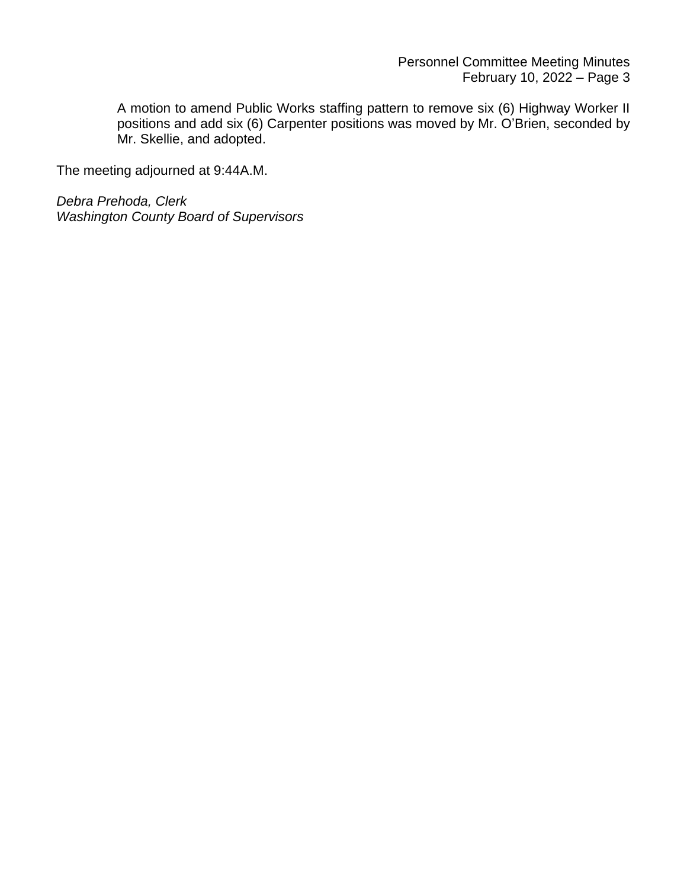A motion to amend Public Works staffing pattern to remove six (6) Highway Worker II positions and add six (6) Carpenter positions was moved by Mr. O'Brien, seconded by Mr. Skellie, and adopted.

The meeting adjourned at 9:44A.M.

*Debra Prehoda, Clerk*
*Washington County Board of Supervisors*